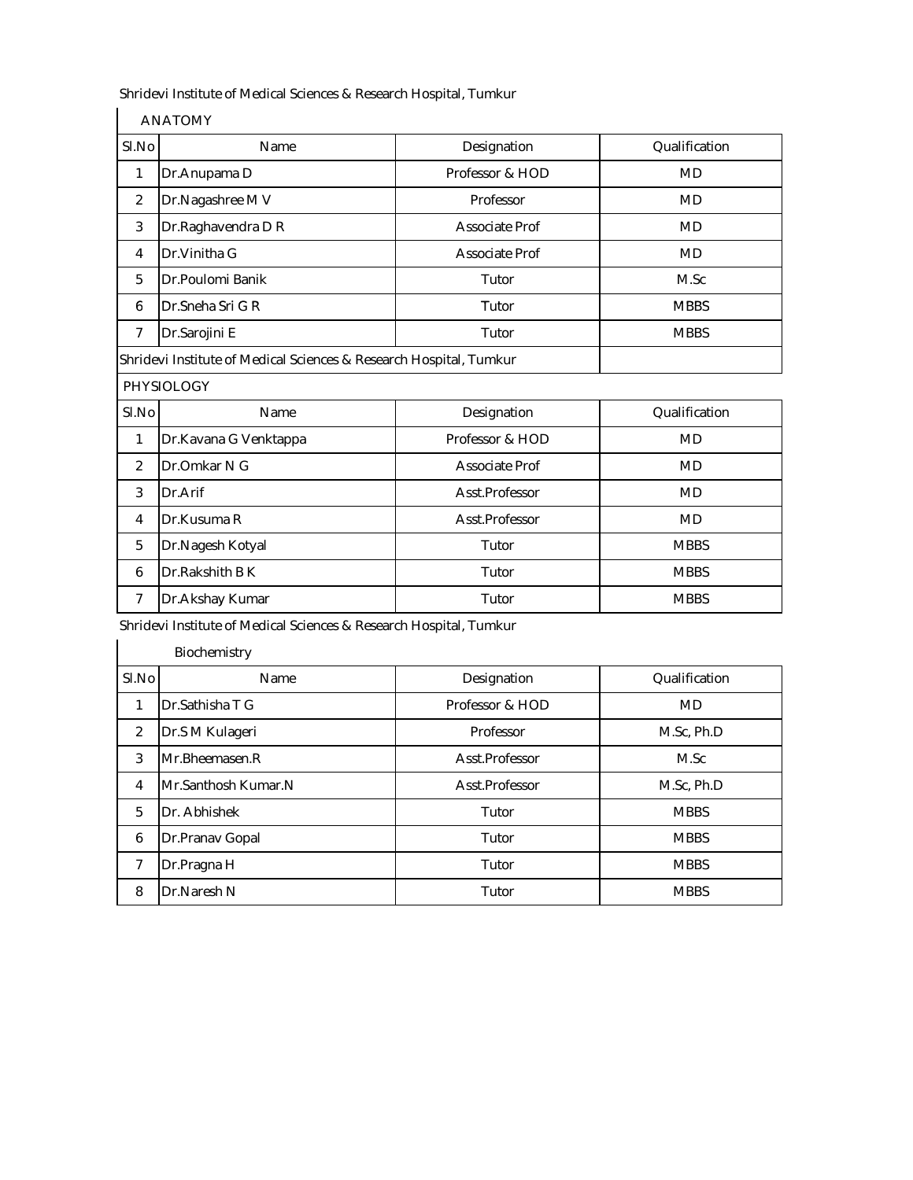Shridevi Institute of Medical Sciences & Research Hospital, Tumkur

## ANATOMY

| Sl.No | Name | Designation | Qualification |
|---|---|---|---|
| 1 | Dr.Anupama D | Professor & HOD | MD |
| 2 | Dr.Nagashree M V | Professor | MD |
| 3 | Dr.Raghavendra D R | Associate Prof | MD |
| 4 | Dr.Vinitha G | Associate Prof | MD |
| 5 | Dr.Poulomi Banik | Tutor | M.Sc |
| 6 | Dr.Sneha Sri G R | Tutor | MBBS |
| 7 | Dr.Sarojini E | Tutor | MBBS |

Shridevi Institute of Medical Sciences & Research Hospital, Tumkur

## PHYSIOLOGY

| Sl.No | Name | Designation | Qualification |
|---|---|---|---|
| 1 | Dr.Kavana G Venktappa | Professor & HOD | MD |
| 2 | Dr.Omkar N G | Associate Prof | MD |
| 3 | Dr.Arif | Asst.Professor | MD |
| 4 | Dr.Kusuma R | Asst.Professor | MD |
| 5 | Dr.Nagesh Kotyal | Tutor | MBBS |
| 6 | Dr.Rakshith B K | Tutor | MBBS |
| 7 | Dr.Akshay Kumar | Tutor | MBBS |

Shridevi Institute of Medical Sciences & Research Hospital, Tumkur

## Biochemistry

| Sl.No | Name | Designation | Qualification |
|---|---|---|---|
| 1 | Dr.Sathisha T G | Professor & HOD | MD |
| 2 | Dr.S M Kulageri | Professor | M.Sc, Ph.D |
| 3 | Mr.Bheemasen.R | Asst.Professor | M.Sc |
| 4 | Mr.Santhosh Kumar.N | Asst.Professor | M.Sc, Ph.D |
| 5 | Dr. Abhishek | Tutor | MBBS |
| 6 | Dr.Pranav Gopal | Tutor | MBBS |
| 7 | Dr.Pragna H | Tutor | MBBS |
| 8 | Dr.Naresh N | Tutor | MBBS |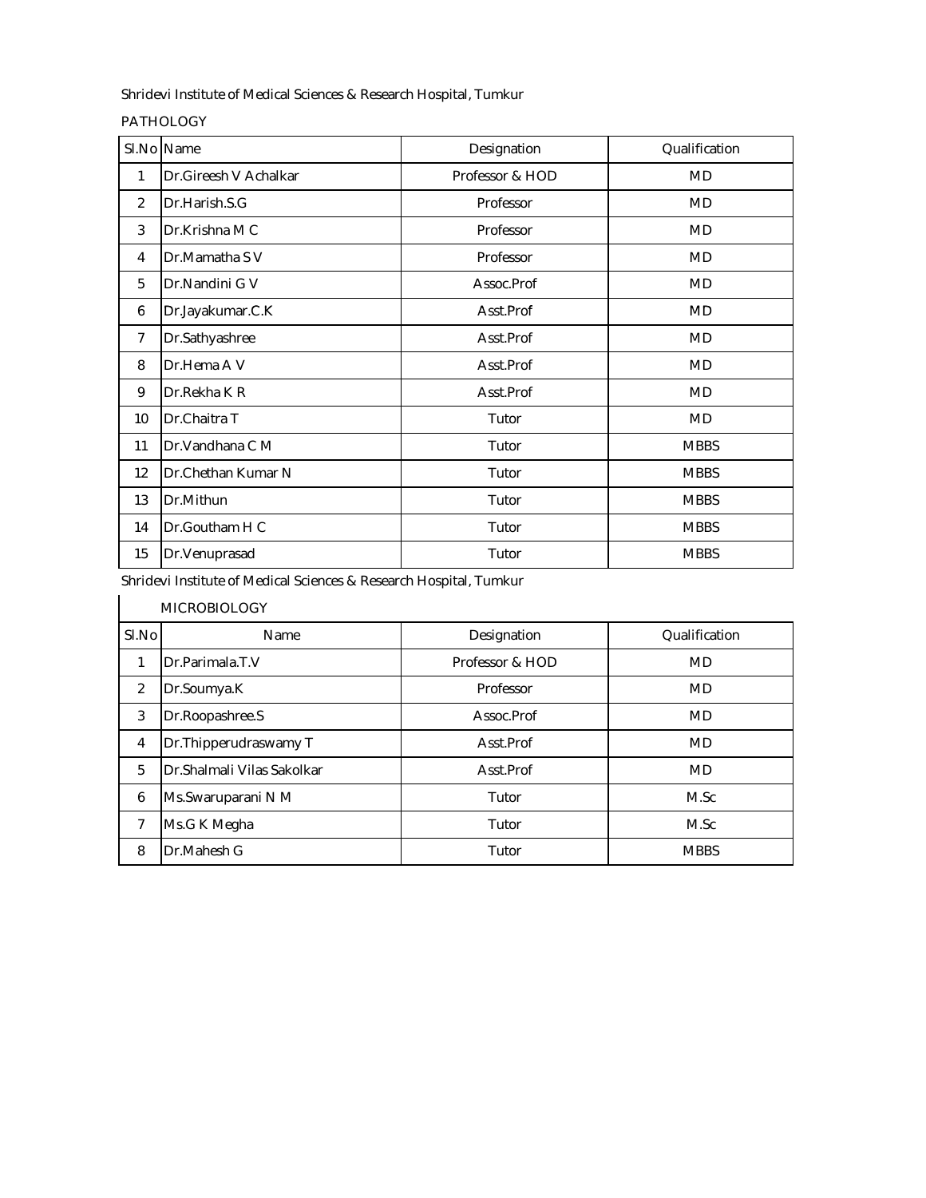Shridevi Institute of Medical Sciences & Research Hospital, Tumkur

PATHOLOGY

| Sl.No | Name | Designation | Qualification |
|---|---|---|---|
| 1 | Dr.Gireesh V Achalkar | Professor & HOD | MD |
| 2 | Dr.Harish.S.G | Professor | MD |
| 3 | Dr.Krishna M C | Professor | MD |
| 4 | Dr.Mamatha S V | Professor | MD |
| 5 | Dr.Nandini G V | Assoc.Prof | MD |
| 6 | Dr.Jayakumar.C.K | Asst.Prof | MD |
| 7 | Dr.Sathyashree | Asst.Prof | MD |
| 8 | Dr.Hema A V | Asst.Prof | MD |
| 9 | Dr.Rekha K R | Asst.Prof | MD |
| 10 | Dr.Chaitra T | Tutor | MD |
| 11 | Dr.Vandhana C M | Tutor | MBBS |
| 12 | Dr.Chethan Kumar N | Tutor | MBBS |
| 13 | Dr.Mithun | Tutor | MBBS |
| 14 | Dr.Goutham H C | Tutor | MBBS |
| 15 | Dr.Venuprasad | Tutor | MBBS |

Shridevi Institute of Medical Sciences & Research Hospital, Tumkur

MICROBIOLOGY

| Sl.No | Name | Designation | Qualification |
|---|---|---|---|
| 1 | Dr.Parimala.T.V | Professor & HOD | MD |
| 2 | Dr.Soumya.K | Professor | MD |
| 3 | Dr.Roopashree.S | Assoc.Prof | MD |
| 4 | Dr.Thipperudraswamy T | Asst.Prof | MD |
| 5 | Dr.Shalmali Vilas Sakolkar | Asst.Prof | MD |
| 6 | Ms.Swaruparani N M | Tutor | M.Sc |
| 7 | Ms.G K Megha | Tutor | M.Sc |
| 8 | Dr.Mahesh G | Tutor | MBBS |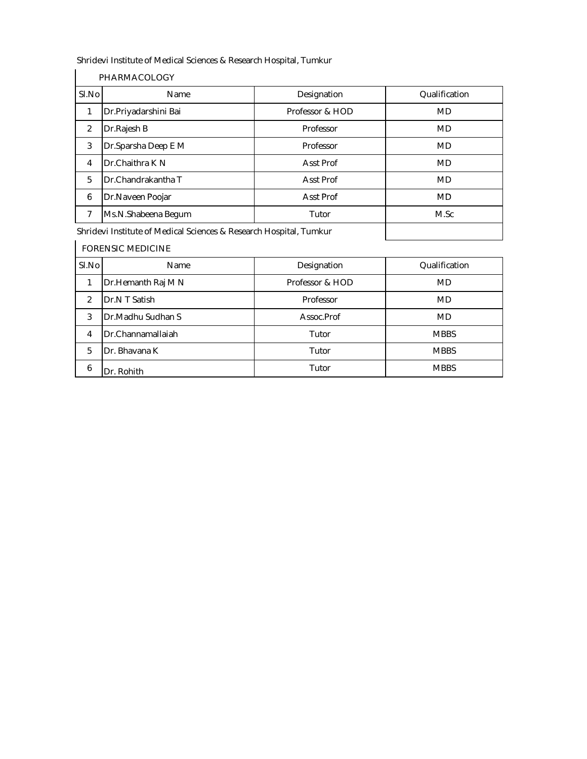Shridevi Institute of Medical Sciences & Research Hospital, Tumkur

PHARMACOLOGY

| Sl.No | Name | Designation | Qualification |
|---|---|---|---|
| 1 | Dr.Priyadarshini Bai | Professor & HOD | MD |
| 2 | Dr.Rajesh B | Professor | MD |
| 3 | Dr.Sparsha Deep E M | Professor | MD |
| 4 | Dr.Chaithra K N | Asst Prof | MD |
| 5 | Dr.Chandrakantha T | Asst Prof | MD |
| 6 | Dr.Naveen Poojar | Asst Prof | MD |
| 7 | Ms.N.Shabeena Begum | Tutor | M.Sc |

Shridevi Institute of Medical Sciences & Research Hospital, Tumkur

FORENSIC MEDICINE

| Sl.No | Name | Designation | Qualification |
|---|---|---|---|
| 1 | Dr.Hemanth Raj M N | Professor & HOD | MD |
| 2 | Dr.N T Satish | Professor | MD |
| 3 | Dr.Madhu Sudhan S | Assoc.Prof | MD |
| 4 | Dr.Channamallaiah | Tutor | MBBS |
| 5 | Dr. Bhavana K | Tutor | MBBS |
| 6 | Dr. Rohith | Tutor | MBBS |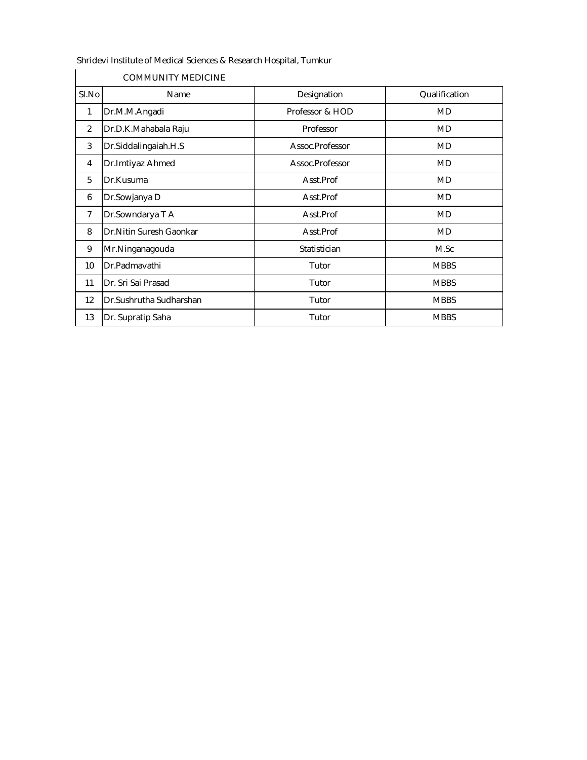Shridevi Institute of Medical Sciences & Research Hospital, Tumkur

COMMUNITY MEDICINE

| Sl.No | Name | Designation | Qualification |
|---|---|---|---|
| 1 | Dr.M.M.Angadi | Professor & HOD | MD |
| 2 | Dr.D.K.Mahabala Raju | Professor | MD |
| 3 | Dr.Siddalingaiah.H.S | Assoc.Professor | MD |
| 4 | Dr.Imtiyaz Ahmed | Assoc.Professor | MD |
| 5 | Dr.Kusuma | Asst.Prof | MD |
| 6 | Dr.Sowjanya D | Asst.Prof | MD |
| 7 | Dr.Sowndarya T A | Asst.Prof | MD |
| 8 | Dr.Nitin Suresh Gaonkar | Asst.Prof | MD |
| 9 | Mr.Ninganagouda | Statistician | M.Sc |
| 10 | Dr.Padmavathi | Tutor | MBBS |
| 11 | Dr. Sri Sai Prasad | Tutor | MBBS |
| 12 | Dr.Sushrutha Sudharshan | Tutor | MBBS |
| 13 | Dr. Supratip Saha | Tutor | MBBS |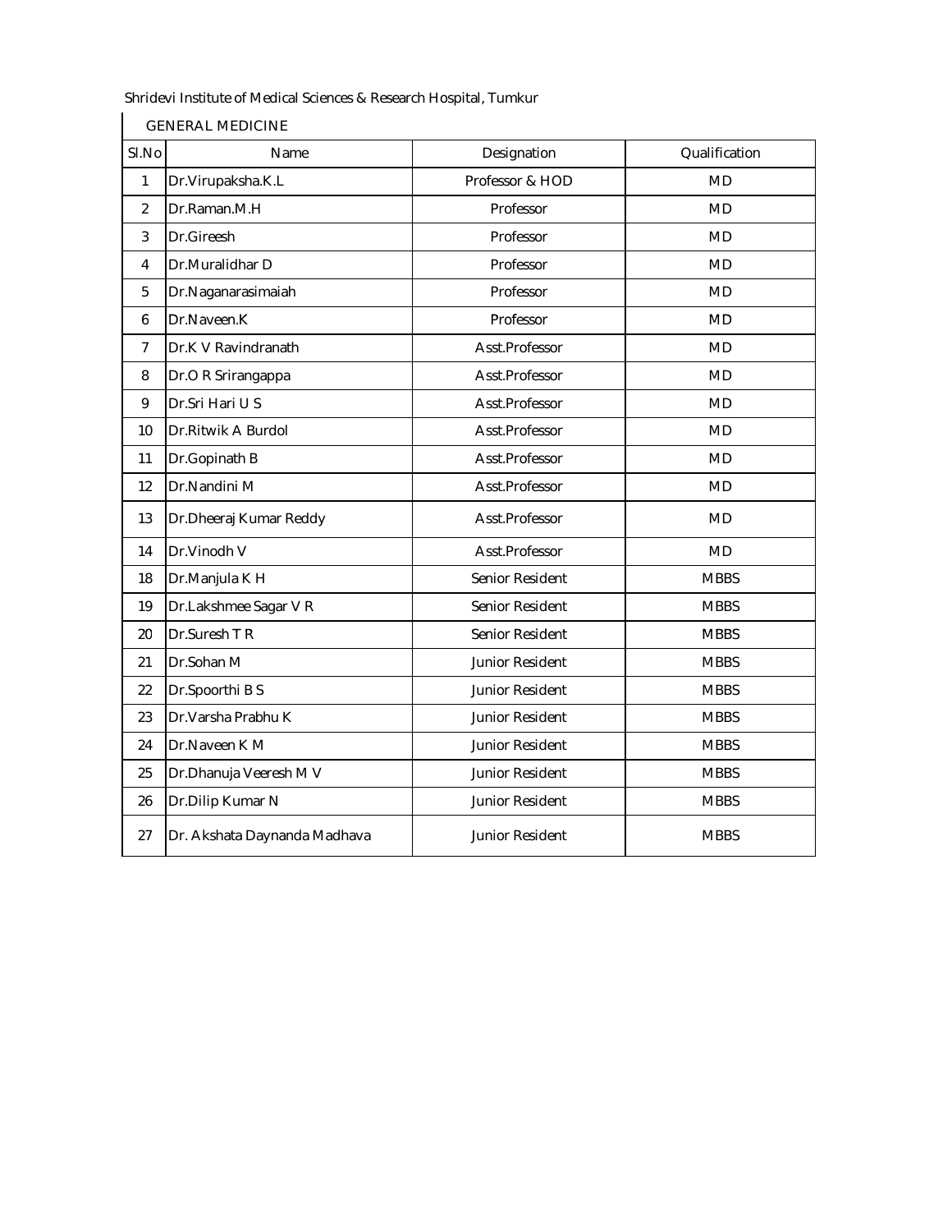Shridevi Institute of Medical Sciences & Research Hospital, Tumkur

GENERAL MEDICINE

| Sl.No | Name | Designation | Qualification |
|---|---|---|---|
| 1 | Dr.Virupaksha.K.L | Professor & HOD | MD |
| 2 | Dr.Raman.M.H | Professor | MD |
| 3 | Dr.Gireesh | Professor | MD |
| 4 | Dr.Muralidhar D | Professor | MD |
| 5 | Dr.Naganarasimaiah | Professor | MD |
| 6 | Dr.Naveen.K | Professor | MD |
| 7 | Dr.K V Ravindranath | Asst.Professor | MD |
| 8 | Dr.O R Srirangappa | Asst.Professor | MD |
| 9 | Dr.Sri Hari U S | Asst.Professor | MD |
| 10 | Dr.Ritwik A Burdol | Asst.Professor | MD |
| 11 | Dr.Gopinath B | Asst.Professor | MD |
| 12 | Dr.Nandini M | Asst.Professor | MD |
| 13 | Dr.Dheeraj Kumar Reddy | Asst.Professor | MD |
| 14 | Dr.Vinodh V | Asst.Professor | MD |
| 18 | Dr.Manjula K H | Senior Resident | MBBS |
| 19 | Dr.Lakshmee Sagar V R | Senior Resident | MBBS |
| 20 | Dr.Suresh T R | Senior Resident | MBBS |
| 21 | Dr.Sohan M | Junior Resident | MBBS |
| 22 | Dr.Spoorthi B S | Junior Resident | MBBS |
| 23 | Dr.Varsha Prabhu K | Junior Resident | MBBS |
| 24 | Dr.Naveen K M | Junior Resident | MBBS |
| 25 | Dr.Dhanuja Veeresh M V | Junior Resident | MBBS |
| 26 | Dr.Dilip Kumar N | Junior Resident | MBBS |
| 27 | Dr. Akshata Daynanda Madhava | Junior Resident | MBBS |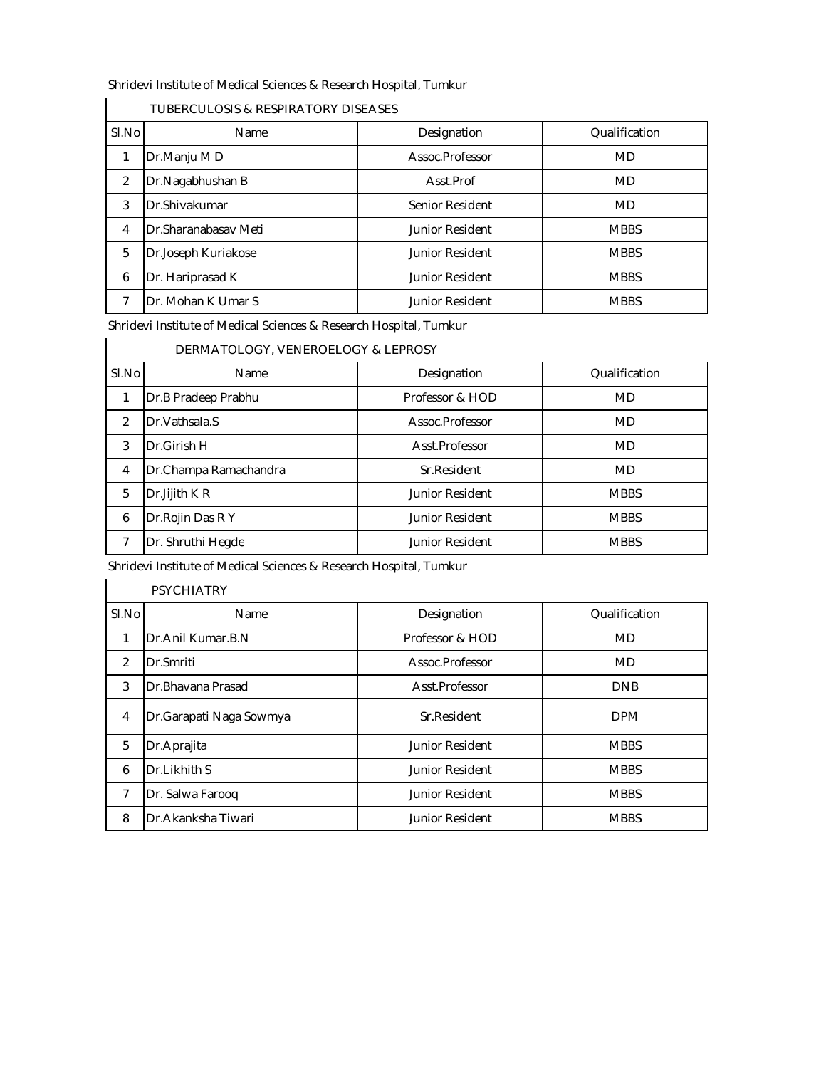Shridevi Institute of Medical Sciences & Research Hospital, Tumkur

TUBERCULOSIS & RESPIRATORY DISEASES

| Sl.No | Name | Designation | Qualification |
|---|---|---|---|
| 1 | Dr.Manju M D | Assoc.Professor | MD |
| 2 | Dr.Nagabhushan B | Asst.Prof | MD |
| 3 | Dr.Shivakumar | Senior Resident | MD |
| 4 | Dr.Sharanabasav Meti | Junior Resident | MBBS |
| 5 | Dr.Joseph Kuriakose | Junior Resident | MBBS |
| 6 | Dr. Hariprasad K | Junior Resident | MBBS |
| 7 | Dr. Mohan K Umar S | Junior Resident | MBBS |

Shridevi Institute of Medical Sciences & Research Hospital, Tumkur

DERMATOLOGY, VENEROELOGY & LEPROSY

| Sl.No | Name | Designation | Qualification |
|---|---|---|---|
| 1 | Dr.B Pradeep Prabhu | Professor & HOD | MD |
| 2 | Dr.Vathsala.S | Assoc.Professor | MD |
| 3 | Dr.Girish H | Asst.Professor | MD |
| 4 | Dr.Champa Ramachandra | Sr.Resident | MD |
| 5 | Dr.Jijith K R | Junior Resident | MBBS |
| 6 | Dr.Rojin Das R Y | Junior Resident | MBBS |
| 7 | Dr. Shruthi Hegde | Junior Resident | MBBS |

Shridevi Institute of Medical Sciences & Research Hospital, Tumkur

PSYCHIATRY

| Sl.No | Name | Designation | Qualification |
|---|---|---|---|
| 1 | Dr.Anil Kumar.B.N | Professor & HOD | MD |
| 2 | Dr.Smriti | Assoc.Professor | MD |
| 3 | Dr.Bhavana Prasad | Asst.Professor | DNB |
| 4 | Dr.Garapati Naga Sowmya | Sr.Resident | DPM |
| 5 | Dr.Aprajita | Junior Resident | MBBS |
| 6 | Dr.Likhith S | Junior Resident | MBBS |
| 7 | Dr. Salwa Farooq | Junior Resident | MBBS |
| 8 | Dr.Akanksha Tiwari | Junior Resident | MBBS |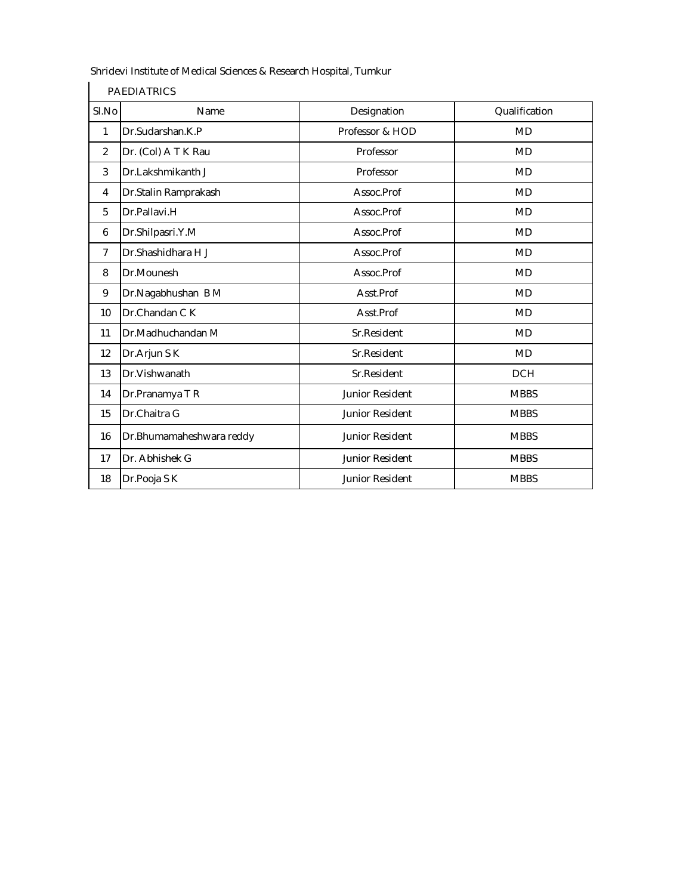Shridevi Institute of Medical Sciences & Research Hospital, Tumkur

PAEDIATRICS

| Sl.No | Name | Designation | Qualification |
|---|---|---|---|
| 1 | Dr.Sudarshan.K.P | Professor & HOD | MD |
| 2 | Dr. (Col) A T K Rau | Professor | MD |
| 3 | Dr.Lakshmikanth J | Professor | MD |
| 4 | Dr.Stalin Ramprakash | Assoc.Prof | MD |
| 5 | Dr.Pallavi.H | Assoc.Prof | MD |
| 6 | Dr.Shilpasri.Y.M | Assoc.Prof | MD |
| 7 | Dr.Shashidhara H J | Assoc.Prof | MD |
| 8 | Dr.Mounesh | Assoc.Prof | MD |
| 9 | Dr.Nagabhushan B M | Asst.Prof | MD |
| 10 | Dr.Chandan C K | Asst.Prof | MD |
| 11 | Dr.Madhuchandan M | Sr.Resident | MD |
| 12 | Dr.Arjun S K | Sr.Resident | MD |
| 13 | Dr.Vishwanath | Sr.Resident | DCH |
| 14 | Dr.Pranamya T R | Junior Resident | MBBS |
| 15 | Dr.Chaitra G | Junior Resident | MBBS |
| 16 | Dr.Bhumamaheshwara reddy | Junior Resident | MBBS |
| 17 | Dr. Abhishek G | Junior Resident | MBBS |
| 18 | Dr.Pooja S K | Junior Resident | MBBS |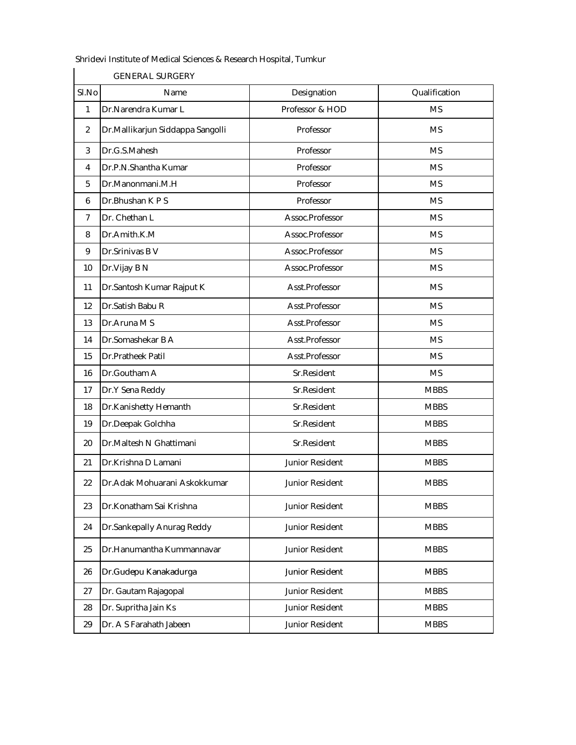Shridevi Institute of Medical Sciences & Research Hospital, Tumkur

GENERAL SURGERY

| Sl.No | Name | Designation | Qualification |
|---|---|---|---|
| 1 | Dr.Narendra Kumar L | Professor & HOD | MS |
| 2 | Dr.Mallikarjun Siddappa Sangolli | Professor | MS |
| 3 | Dr.G.S.Mahesh | Professor | MS |
| 4 | Dr.P.N.Shantha Kumar | Professor | MS |
| 5 | Dr.Manonmani.M.H | Professor | MS |
| 6 | Dr.Bhushan K P S | Professor | MS |
| 7 | Dr. Chethan L | Assoc.Professor | MS |
| 8 | Dr.Amith.K.M | Assoc.Professor | MS |
| 9 | Dr.Srinivas B V | Assoc.Professor | MS |
| 10 | Dr.Vijay B N | Assoc.Professor | MS |
| 11 | Dr.Santosh Kumar Rajput K | Asst.Professor | MS |
| 12 | Dr.Satish Babu R | Asst.Professor | MS |
| 13 | Dr.Aruna M S | Asst.Professor | MS |
| 14 | Dr.Somashekar B A | Asst.Professor | MS |
| 15 | Dr.Pratheek Patil | Asst.Professor | MS |
| 16 | Dr.Goutham A | Sr.Resident | MS |
| 17 | Dr.Y Sena Reddy | Sr.Resident | MBBS |
| 18 | Dr.Kanishetty Hemanth | Sr.Resident | MBBS |
| 19 | Dr.Deepak Golchha | Sr.Resident | MBBS |
| 20 | Dr.Maltesh N Ghattimani | Sr.Resident | MBBS |
| 21 | Dr.Krishna D Lamani | Junior Resident | MBBS |
| 22 | Dr.Adak Mohuarani Askokkumar | Junior Resident | MBBS |
| 23 | Dr.Konatham Sai Krishna | Junior Resident | MBBS |
| 24 | Dr.Sankepally Anurag Reddy | Junior Resident | MBBS |
| 25 | Dr.Hanumantha Kummannavar | Junior Resident | MBBS |
| 26 | Dr.Gudepu Kanakadurga | Junior Resident | MBBS |
| 27 | Dr. Gautam Rajagopal | Junior Resident | MBBS |
| 28 | Dr. Supritha Jain Ks | Junior Resident | MBBS |
| 29 | Dr. A S Farahath Jabeen | Junior Resident | MBBS |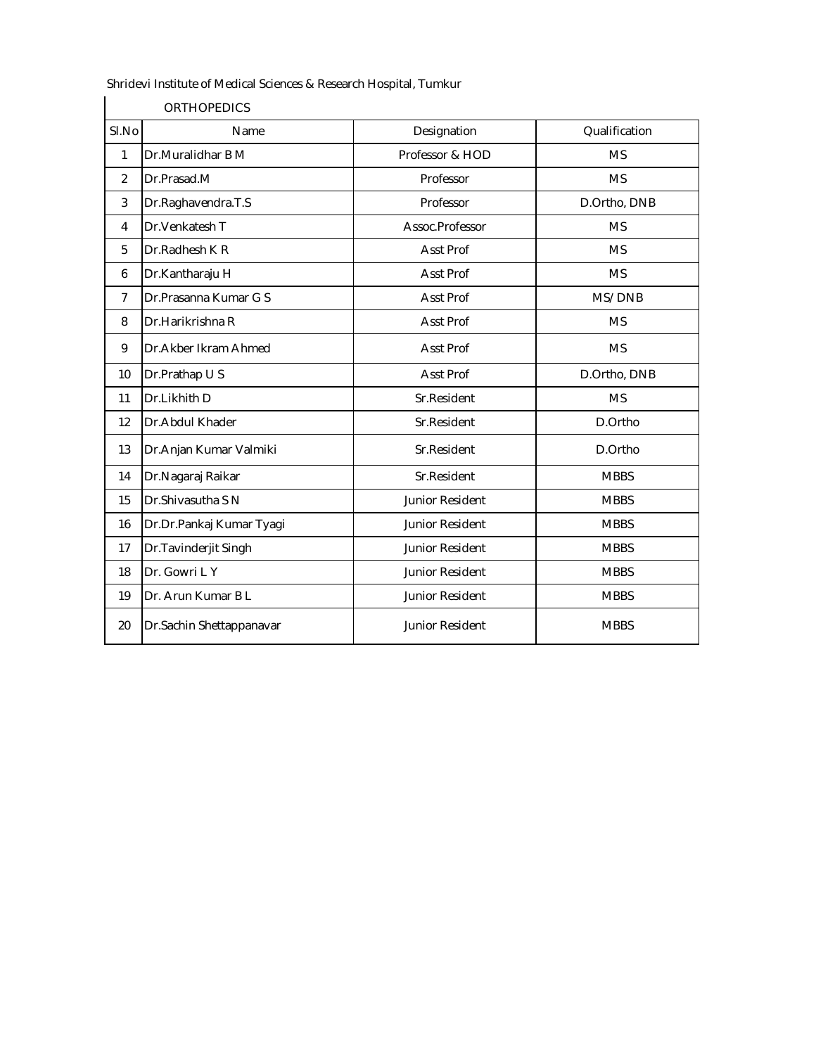Shridevi Institute of Medical Sciences & Research Hospital, Tumkur

ORTHOPEDICS

| Sl.No | Name | Designation | Qualification |
|---|---|---|---|
| 1 | Dr.Muralidhar B M | Professor & HOD | MS |
| 2 | Dr.Prasad.M | Professor | MS |
| 3 | Dr.Raghavendra.T.S | Professor | D.Ortho, DNB |
| 4 | Dr.Venkatesh T | Assoc.Professor | MS |
| 5 | Dr.Radhesh K R | Asst Prof | MS |
| 6 | Dr.Kantharaju H | Asst Prof | MS |
| 7 | Dr.Prasanna Kumar G S | Asst Prof | MS/ DNB |
| 8 | Dr.Harikrishna R | Asst Prof | MS |
| 9 | Dr.Akber Ikram Ahmed | Asst Prof | MS |
| 10 | Dr.Prathap U S | Asst Prof | D.Ortho, DNB |
| 11 | Dr.Likhith D | Sr.Resident | MS |
| 12 | Dr.Abdul Khader | Sr.Resident | D.Ortho |
| 13 | Dr.Anjan Kumar Valmiki | Sr.Resident | D.Ortho |
| 14 | Dr.Nagaraj Raikar | Sr.Resident | MBBS |
| 15 | Dr.Shivasutha S N | Junior Resident | MBBS |
| 16 | Dr.Dr.Pankaj Kumar Tyagi | Junior Resident | MBBS |
| 17 | Dr.Tavinderjit Singh | Junior Resident | MBBS |
| 18 | Dr. Gowri L Y | Junior Resident | MBBS |
| 19 | Dr. Arun Kumar B L | Junior Resident | MBBS |
| 20 | Dr.Sachin Shettappanavar | Junior Resident | MBBS |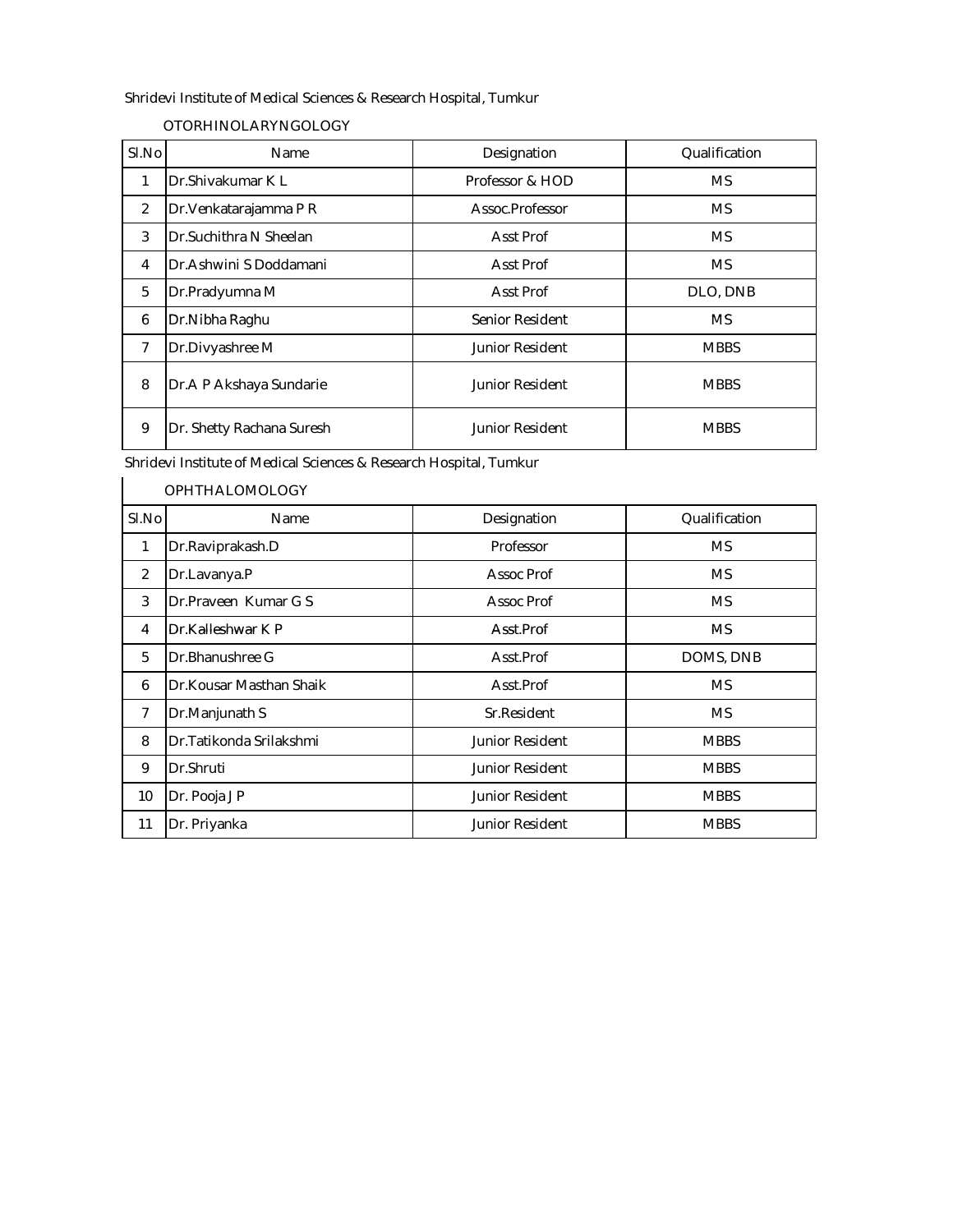Shridevi Institute of Medical Sciences & Research Hospital, Tumkur

OTORHINOLARYNGOLOGY

| Sl.No | Name | Designation | Qualification |
|---|---|---|---|
| 1 | Dr.Shivakumar K L | Professor & HOD | MS |
| 2 | Dr.Venkatarajamma P R | Assoc.Professor | MS |
| 3 | Dr.Suchithra N Sheelan | Asst Prof | MS |
| 4 | Dr.Ashwini S Doddamani | Asst Prof | MS |
| 5 | Dr.Pradyumna M | Asst Prof | DLO, DNB |
| 6 | Dr.Nibha Raghu | Senior Resident | MS |
| 7 | Dr.Divyashree M | Junior Resident | MBBS |
| 8 | Dr.A P Akshaya Sundarie | Junior Resident | MBBS |
| 9 | Dr. Shetty Rachana Suresh | Junior Resident | MBBS |

Shridevi Institute of Medical Sciences & Research Hospital, Tumkur

OPHTHALOMOLOGY

| Sl.No | Name | Designation | Qualification |
|---|---|---|---|
| 1 | Dr.Raviprakash.D | Professor | MS |
| 2 | Dr.Lavanya.P | Assoc Prof | MS |
| 3 | Dr.Praveen Kumar G S | Assoc Prof | MS |
| 4 | Dr.Kalleshwar K P | Asst.Prof | MS |
| 5 | Dr.Bhanushree G | Asst.Prof | DOMS, DNB |
| 6 | Dr.Kousar Masthan Shaik | Asst.Prof | MS |
| 7 | Dr.Manjunath S | Sr.Resident | MS |
| 8 | Dr.Tatikonda Srilakshmi | Junior Resident | MBBS |
| 9 | Dr.Shruti | Junior Resident | MBBS |
| 10 | Dr. Pooja J P | Junior Resident | MBBS |
| 11 | Dr. Priyanka | Junior Resident | MBBS |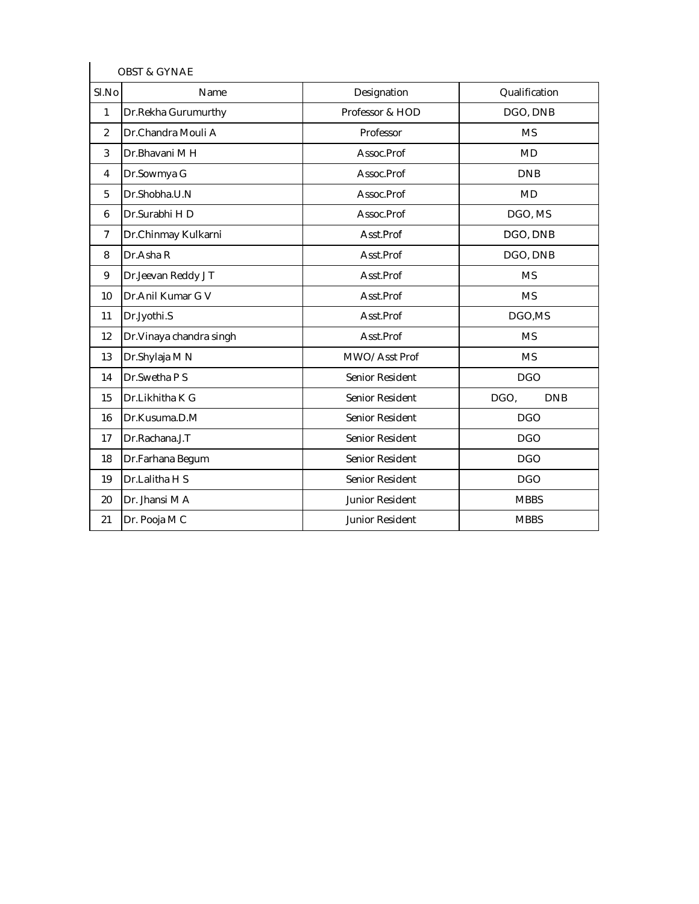OBST & GYNAE

| Sl.No | Name | Designation | Qualification |
|---|---|---|---|
| 1 | Dr.Rekha Gurumurthy | Professor & HOD | DGO, DNB |
| 2 | Dr.Chandra Mouli A | Professor | MS |
| 3 | Dr.Bhavani M H | Assoc.Prof | MD |
| 4 | Dr.Sowmya G | Assoc.Prof | DNB |
| 5 | Dr.Shobha.U.N | Assoc.Prof | MD |
| 6 | Dr.Surabhi H D | Assoc.Prof | DGO, MS |
| 7 | Dr.Chinmay Kulkarni | Asst.Prof | DGO, DNB |
| 8 | Dr.Asha R | Asst.Prof | DGO, DNB |
| 9 | Dr.Jeevan Reddy J T | Asst.Prof | MS |
| 10 | Dr.Anil Kumar G V | Asst.Prof | MS |
| 11 | Dr.Jyothi.S | Asst.Prof | DGO,MS |
| 12 | Dr.Vinaya chandra singh | Asst.Prof | MS |
| 13 | Dr.Shylaja M N | MWO/ Asst Prof | MS |
| 14 | Dr.Swetha P S | Senior Resident | DGO |
| 15 | Dr.Likhitha K G | Senior Resident | DGO, DNB |
| 16 | Dr.Kusuma.D.M | Senior Resident | DGO |
| 17 | Dr.Rachana.J.T | Senior Resident | DGO |
| 18 | Dr.Farhana Begum | Senior Resident | DGO |
| 19 | Dr.Lalitha H S | Senior Resident | DGO |
| 20 | Dr. Jhansi M A | Junior Resident | MBBS |
| 21 | Dr. Pooja M C | Junior Resident | MBBS |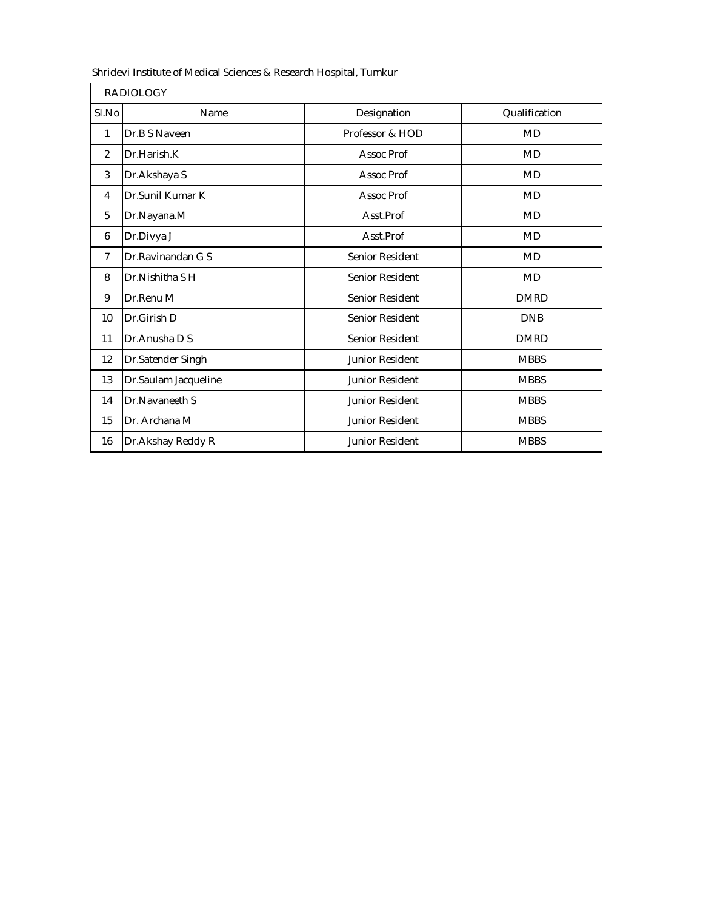Shridevi Institute of Medical Sciences & Research Hospital, Tumkur

RADIOLOGY

| Sl.No | Name | Designation | Qualification |
|---|---|---|---|
| 1 | Dr.B S Naveen | Professor & HOD | MD |
| 2 | Dr.Harish.K | Assoc Prof | MD |
| 3 | Dr.Akshaya S | Assoc Prof | MD |
| 4 | Dr.Sunil Kumar K | Assoc Prof | MD |
| 5 | Dr.Nayana.M | Asst.Prof | MD |
| 6 | Dr.Divya J | Asst.Prof | MD |
| 7 | Dr.Ravinandan G S | Senior Resident | MD |
| 8 | Dr.Nishitha S H | Senior Resident | MD |
| 9 | Dr.Renu M | Senior Resident | DMRD |
| 10 | Dr.Girish D | Senior Resident | DNB |
| 11 | Dr.Anusha D S | Senior Resident | DMRD |
| 12 | Dr.Satender Singh | Junior Resident | MBBS |
| 13 | Dr.Saulam Jacqueline | Junior Resident | MBBS |
| 14 | Dr.Navaneeth S | Junior Resident | MBBS |
| 15 | Dr. Archana M | Junior Resident | MBBS |
| 16 | Dr.Akshay Reddy R | Junior Resident | MBBS |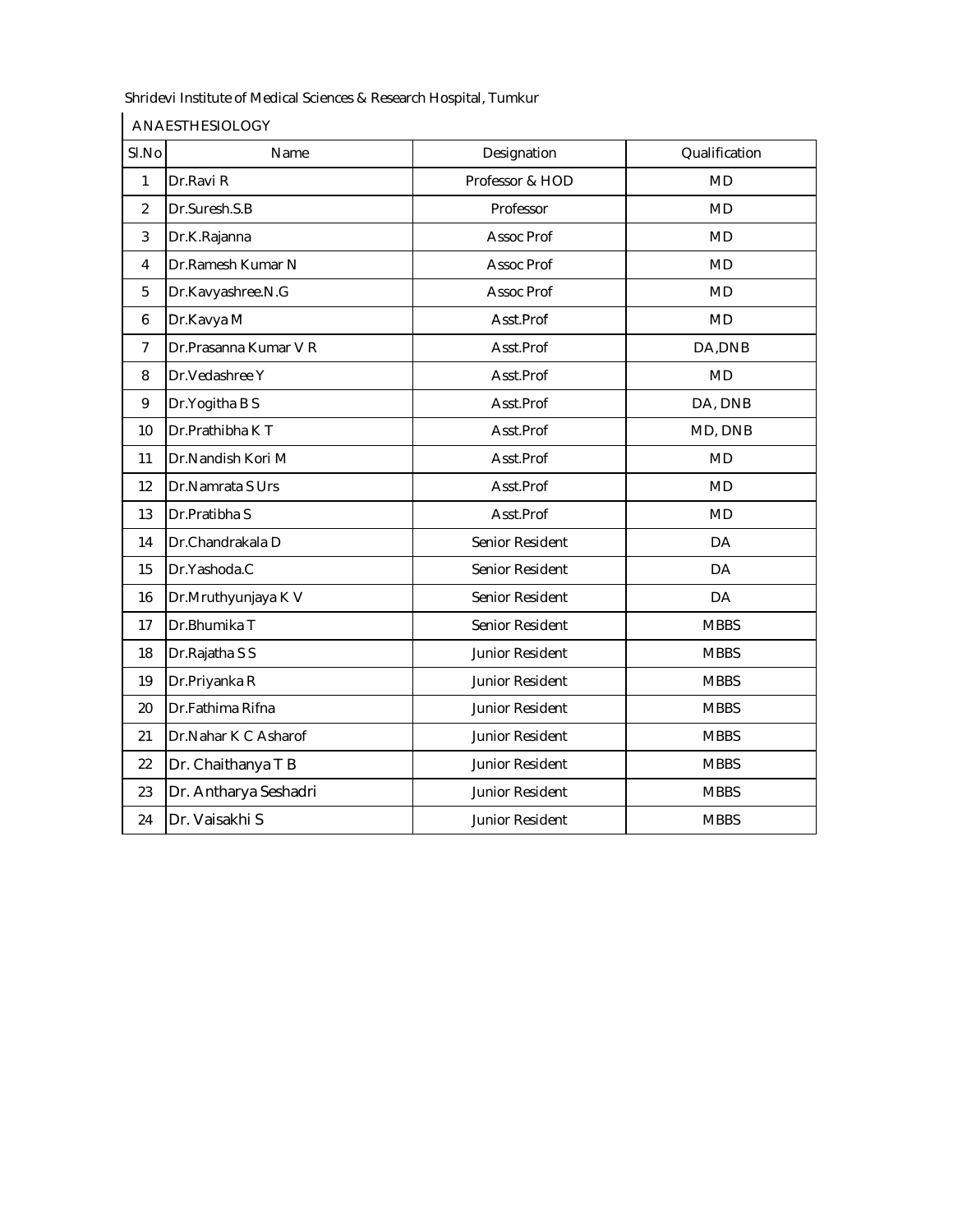Shridevi Institute of Medical Sciences & Research Hospital, Tumkur

ANAESTHESIOLOGY

| Sl.No | Name | Designation | Qualification |
|---|---|---|---|
| 1 | Dr.Ravi R | Professor & HOD | MD |
| 2 | Dr.Suresh.S.B | Professor | MD |
| 3 | Dr.K.Rajanna | Assoc Prof | MD |
| 4 | Dr.Ramesh Kumar N | Assoc Prof | MD |
| 5 | Dr.Kavyashree.N.G | Assoc Prof | MD |
| 6 | Dr.Kavya M | Asst.Prof | MD |
| 7 | Dr.Prasanna Kumar V R | Asst.Prof | DA,DNB |
| 8 | Dr.Vedashree Y | Asst.Prof | MD |
| 9 | Dr.Yogitha B S | Asst.Prof | DA, DNB |
| 10 | Dr.Prathibha K T | Asst.Prof | MD, DNB |
| 11 | Dr.Nandish Kori M | Asst.Prof | MD |
| 12 | Dr.Namrata S Urs | Asst.Prof | MD |
| 13 | Dr.Pratibha S | Asst.Prof | MD |
| 14 | Dr.Chandrakala D | Senior Resident | DA |
| 15 | Dr.Yashoda.C | Senior Resident | DA |
| 16 | Dr.Mruthyunjaya K V | Senior Resident | DA |
| 17 | Dr.Bhumika T | Senior Resident | MBBS |
| 18 | Dr.Rajatha S S | Junior Resident | MBBS |
| 19 | Dr.Priyanka R | Junior Resident | MBBS |
| 20 | Dr.Fathima Rifna | Junior Resident | MBBS |
| 21 | Dr.Nahar K C Asharof | Junior Resident | MBBS |
| 22 | Dr. Chaithanya T B | Junior Resident | MBBS |
| 23 | Dr. Antharya Seshadri | Junior Resident | MBBS |
| 24 | Dr. Vaisakhi S | Junior Resident | MBBS |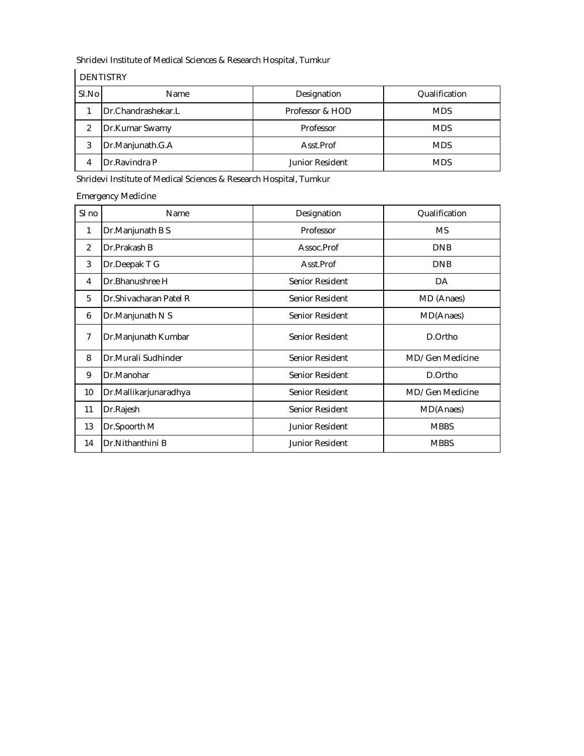Shridevi Institute of Medical Sciences & Research Hospital, Tumkur

DENTISTRY

| Sl.No | Name | Designation | Qualification |
|---|---|---|---|
| 1 | Dr.Chandrashekar.L | Professor & HOD | MDS |
| 2 | Dr.Kumar Swamy | Professor | MDS |
| 3 | Dr.Manjunath.G.A | Asst.Prof | MDS |
| 4 | Dr.Ravindra P | Junior Resident | MDS |

Shridevi Institute of Medical Sciences & Research Hospital, Tumkur

Emergency Medicine

| Sl no | Name | Designation | Qualification |
|---|---|---|---|
| 1 | Dr.Manjunath B S | Professor | MS |
| 2 | Dr.Prakash B | Assoc.Prof | DNB |
| 3 | Dr.Deepak T G | Asst.Prof | DNB |
| 4 | Dr.Bhanushree H | Senior Resident | DA |
| 5 | Dr.Shivacharan Patel R | Senior Resident | MD (Anaes) |
| 6 | Dr.Manjunath N S | Senior Resident | MD(Anaes) |
| 7 | Dr.Manjunath Kumbar | Senior Resident | D.Ortho |
| 8 | Dr.Murali Sudhinder | Senior Resident | MD/ Gen Medicine |
| 9 | Dr.Manohar | Senior Resident | D.Ortho |
| 10 | Dr.Mallikarjunaradhya | Senior Resident | MD/ Gen Medicine |
| 11 | Dr.Rajesh | Senior Resident | MD(Anaes) |
| 13 | Dr.Spoorth M | Junior Resident | MBBS |
| 14 | Dr.Nithanthini B | Junior Resident | MBBS |